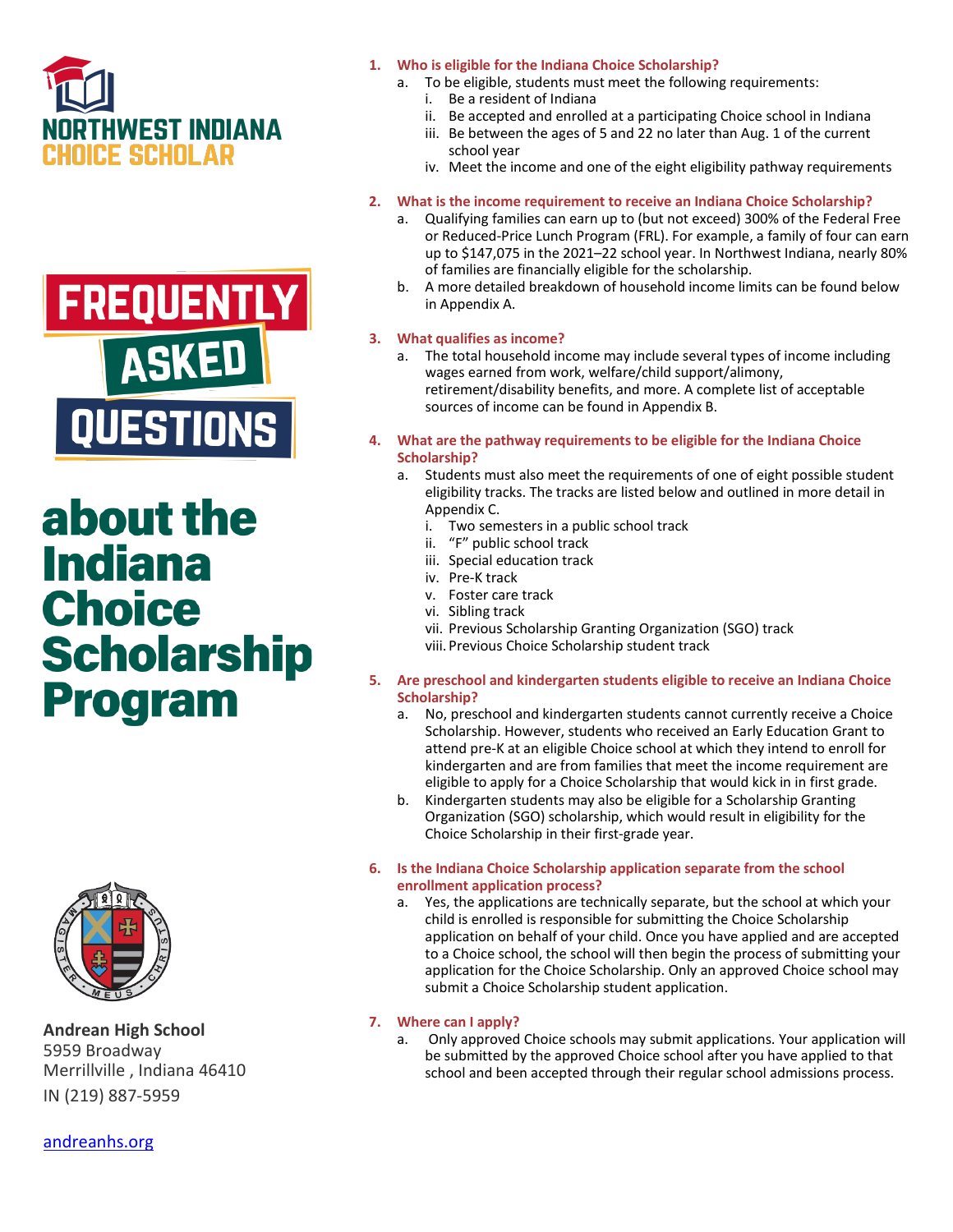# NORTHWEST INDIANA CHOICE SCHOLAR

# FREQUENTLY ASKED QUESTIONS

# about the Indiana Choice Scholarship Program

**Andrean High School**
5959 Broadway
Merrillville , Indiana 46410
IN (219) 887-5959

[andreanhs.org](andreanhs.org)

1. **Who is eligible for the Indiana Choice Scholarship?**
   a. To be eligible, students must meet the following requirements:
      i. Be a resident of Indiana
      ii. Be accepted and enrolled at a participating Choice school in Indiana
      iii. Be between the ages of 5 and 22 no later than Aug. 1 of the current school year
      iv. Meet the income and one of the eight eligibility pathway requirements

2. **What is the income requirement to receive an Indiana Choice Scholarship?**
   a. Qualifying families can earn up to (but not exceed) 300% of the Federal Free or Reduced-Price Lunch Program (FRL). For example, a family of four can earn up to $147,075 in the 2021–22 school year. In Northwest Indiana, nearly 80% of families are financially eligible for the scholarship.
   b. A more detailed breakdown of household income limits can be found below in Appendix A.

3. **What qualifies as income?**
   a. The total household income may include several types of income including wages earned from work, welfare/child support/alimony, retirement/disability benefits, and more. A complete list of acceptable sources of income can be found in Appendix B.

4. **What are the pathway requirements to be eligible for the Indiana Choice Scholarship?**
   a. Students must also meet the requirements of one of eight possible student eligibility tracks. The tracks are listed below and outlined in more detail in Appendix C.
      i. Two semesters in a public school track
      ii. "F" public school track
      iii. Special education track
      iv. Pre-K track
      v. Foster care track
      vi. Sibling track
      vii. Previous Scholarship Granting Organization (SGO) track
      viii. Previous Choice Scholarship student track

5. **Are preschool and kindergarten students eligible to receive an Indiana Choice Scholarship?**
   a. No, preschool and kindergarten students cannot currently receive a Choice Scholarship. However, students who received an Early Education Grant to attend pre-K at an eligible Choice school at which they intend to enroll for kindergarten and are from families that meet the income requirement are eligible to apply for a Choice Scholarship that would kick in in first grade.
   b. Kindergarten students may also be eligible for a Scholarship Granting Organization (SGO) scholarship, which would result in eligibility for the Choice Scholarship in their first-grade year.

6. **Is the Indiana Choice Scholarship application separate from the school enrollment application process?**
   a. Yes, the applications are technically separate, but the school at which your child is enrolled is responsible for submitting the Choice Scholarship application on behalf of your child. Once you have applied and are accepted to a Choice school, the school will then begin the process of submitting your application for the Choice Scholarship. Only an approved Choice school may submit a Choice Scholarship student application.

7. **Where can I apply?**
   a. Only approved Choice schools may submit applications. Your application will be submitted by the approved Choice school after you have applied to that school and been accepted through their regular school admissions process.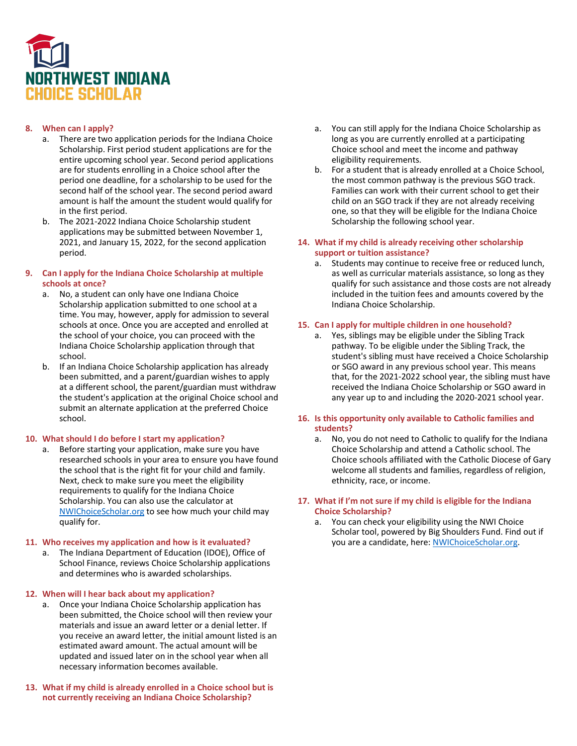# NORTHWEST INDIANA CHOICE SCHOLAR

**8. When can I apply?**

a. There are two application periods for the Indiana Choice Scholarship. First period student applications are for the entire upcoming school year. Second period applications are for students enrolling in a Choice school after the period one deadline, for a scholarship to be used for the second half of the school year. The second period award amount is half the amount the student would qualify for in the first period.

b. The 2021-2022 Indiana Choice Scholarship student applications may be submitted between November 1, 2021, and January 15, 2022, for the second application period.

**9. Can I apply for the Indiana Choice Scholarship at multiple schools at once?**

a. No, a student can only have one Indiana Choice Scholarship application submitted to one school at a time. You may, however, apply for admission to several schools at once. Once you are accepted and enrolled at the school of your choice, you can proceed with the Indiana Choice Scholarship application through that school.

b. If an Indiana Choice Scholarship application has already been submitted, and a parent/guardian wishes to apply at a different school, the parent/guardian must withdraw the student's application at the original Choice school and submit an alternate application at the preferred Choice school.

**10. What should I do before I start my application?**

a. Before starting your application, make sure you have researched schools in your area to ensure you have found the school that is the right fit for your child and family. Next, check to make sure you meet the eligibility requirements to qualify for the Indiana Choice Scholarship. You can also use the calculator at [NWIChoiceScholar.org](NWIChoiceScholar.org) to see how much your child may qualify for.

**11. Who receives my application and how is it evaluated?**

a. The Indiana Department of Education (IDOE), Office of School Finance, reviews Choice Scholarship applications and determines who is awarded scholarships.

**12. When will I hear back about my application?**

a. Once your Indiana Choice Scholarship application has been submitted, the Choice school will then review your materials and issue an award letter or a denial letter. If you receive an award letter, the initial amount listed is an estimated award amount. The actual amount will be updated and issued later on in the school year when all necessary information becomes available.

**13. What if my child is already enrolled in a Choice school but is not currently receiving an Indiana Choice Scholarship?**

a. You can still apply for the Indiana Choice Scholarship as long as you are currently enrolled at a participating Choice school and meet the income and pathway eligibility requirements.

b. For a student that is already enrolled at a Choice School, the most common pathway is the previous SGO track. Families can work with their current school to get their child on an SGO track if they are not already receiving one, so that they will be eligible for the Indiana Choice Scholarship the following school year.

**14. What if my child is already receiving other scholarship support or tuition assistance?**

a. Students may continue to receive free or reduced lunch, as well as curricular materials assistance, so long as they qualify for such assistance and those costs are not already included in the tuition fees and amounts covered by the Indiana Choice Scholarship.

**15. Can I apply for multiple children in one household?**

a. Yes, siblings may be eligible under the Sibling Track pathway. To be eligible under the Sibling Track, the student's sibling must have received a Choice Scholarship or SGO award in any previous school year. This means that, for the 2021-2022 school year, the sibling must have received the Indiana Choice Scholarship or SGO award in any year up to and including the 2020-2021 school year.

**16. Is this opportunity only available to Catholic families and students?**

a. No, you do not need to Catholic to qualify for the Indiana Choice Scholarship and attend a Catholic school. The Choice schools affiliated with the Catholic Diocese of Gary welcome all students and families, regardless of religion, ethnicity, race, or income.

**17. What if I'm not sure if my child is eligible for the Indiana Choice Scholarship?**

a. You can check your eligibility using the NWI Choice Scholar tool, powered by Big Shoulders Fund. Find out if you are a candidate, here: [NWIChoiceScholar.org](NWIChoiceScholar.org).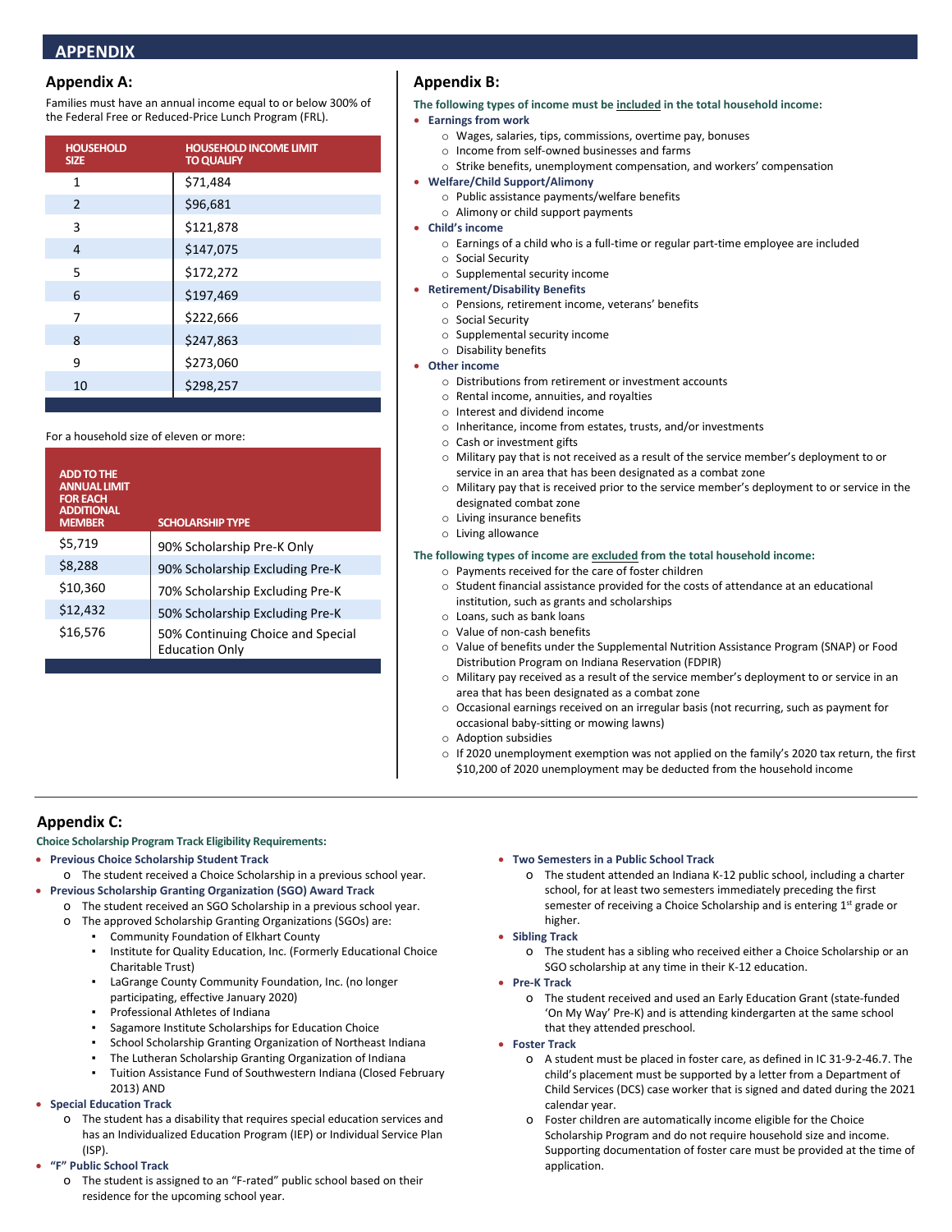# APPENDIX

## Appendix A:

Families must have an annual income equal to or below 300% of the Federal Free or Reduced-Price Lunch Program (FRL).

| HOUSEHOLD SIZE | HOUSEHOLD INCOME LIMIT TO QUALIFY |
|---|---|
| 1 | $71,484 |
| 2 | $96,681 |
| 3 | $121,878 |
| 4 | $147,075 |
| 5 | $172,272 |
| 6 | $197,469 |
| 7 | $222,666 |
| 8 | $247,863 |
| 9 | $273,060 |
| 10 | $298,257 |

For a household size of eleven or more:

| ADD TO THE ANNUAL LIMIT FOR EACH ADDITIONAL MEMBER | SCHOLARSHIP TYPE |
|---|---|
| $5,719 | 90% Scholarship Pre-K Only |
| $8,288 | 90% Scholarship Excluding Pre-K |
| $10,360 | 70% Scholarship Excluding Pre-K |
| $12,432 | 50% Scholarship Excluding Pre-K |
| $16,576 | 50% Continuing Choice and Special Education Only |

## Appendix B:

**The following types of income must be included in the total household income:**

- **Earnings from work**
  - Wages, salaries, tips, commissions, overtime pay, bonuses
  - Income from self-owned businesses and farms
  - Strike benefits, unemployment compensation, and workers' compensation
- **Welfare/Child Support/Alimony**
  - Public assistance payments/welfare benefits
  - Alimony or child support payments
- **Child's income**
  - Earnings of a child who is a full-time or regular part-time employee are included
  - Social Security
  - Supplemental security income
- **Retirement/Disability Benefits**
  - Pensions, retirement income, veterans' benefits
  - Social Security
  - Supplemental security income
  - Disability benefits
- **Other income**
  - Distributions from retirement or investment accounts
  - Rental income, annuities, and royalties
  - Interest and dividend income
  - Inheritance, income from estates, trusts, and/or investments
  - Cash or investment gifts
  - Military pay that is not received as a result of the service member's deployment to or service in an area that has been designated as a combat zone
  - Military pay that is received prior to the service member's deployment to or service in the designated combat zone
  - Living insurance benefits
  - Living allowance

**The following types of income are excluded from the total household income:**

- Payments received for the care of foster children
- Student financial assistance provided for the costs of attendance at an educational institution, such as grants and scholarships
- Loans, such as bank loans
- Value of non-cash benefits
- Value of benefits under the Supplemental Nutrition Assistance Program (SNAP) or Food Distribution Program on Indiana Reservation (FDPIR)
- Military pay received as a result of the service member's deployment to or service in an area that has been designated as a combat zone
- Occasional earnings received on an irregular basis (not recurring, such as payment for occasional baby-sitting or mowing lawns)
- Adoption subsidies
- If 2020 unemployment exemption was not applied on the family's 2020 tax return, the first $10,200 of 2020 unemployment may be deducted from the household income

## Appendix C:

**Choice Scholarship Program Track Eligibility Requirements:**

- **Previous Choice Scholarship Student Track**
  - The student received a Choice Scholarship in a previous school year.
- **Previous Scholarship Granting Organization (SGO) Award Track**
  - The student received an SGO Scholarship in a previous school year.
  - The approved Scholarship Granting Organizations (SGOs) are:
    - Community Foundation of Elkhart County
    - Institute for Quality Education, Inc. (Formerly Educational Choice Charitable Trust)
    - LaGrange County Community Foundation, Inc. (no longer participating, effective January 2020)
    - Professional Athletes of Indiana
    - Sagamore Institute Scholarships for Education Choice
    - School Scholarship Granting Organization of Northeast Indiana
    - The Lutheran Scholarship Granting Organization of Indiana
    - Tuition Assistance Fund of Southwestern Indiana (Closed February 2013) AND
- **Special Education Track**
  - The student has a disability that requires special education services and has an Individualized Education Program (IEP) or Individual Service Plan (ISP).
- **"F" Public School Track**
  - The student is assigned to an "F-rated" public school based on their residence for the upcoming school year.
- **Two Semesters in a Public School Track**
  - The student attended an Indiana K-12 public school, including a charter school, for at least two semesters immediately preceding the first semester of receiving a Choice Scholarship and is entering 1st grade or higher.
- **Sibling Track**
  - The student has a sibling who received either a Choice Scholarship or an SGO scholarship at any time in their K-12 education.
- **Pre-K Track**
  - The student received and used an Early Education Grant (state-funded 'On My Way' Pre-K) and is attending kindergarten at the same school that they attended preschool.
- **Foster Track**
  - A student must be placed in foster care, as defined in IC 31-9-2-46.7. The child's placement must be supported by a letter from a Department of Child Services (DCS) case worker that is signed and dated during the 2021 calendar year.
  - Foster children are automatically income eligible for the Choice Scholarship Program and do not require household size and income. Supporting documentation of foster care must be provided at the time of application.